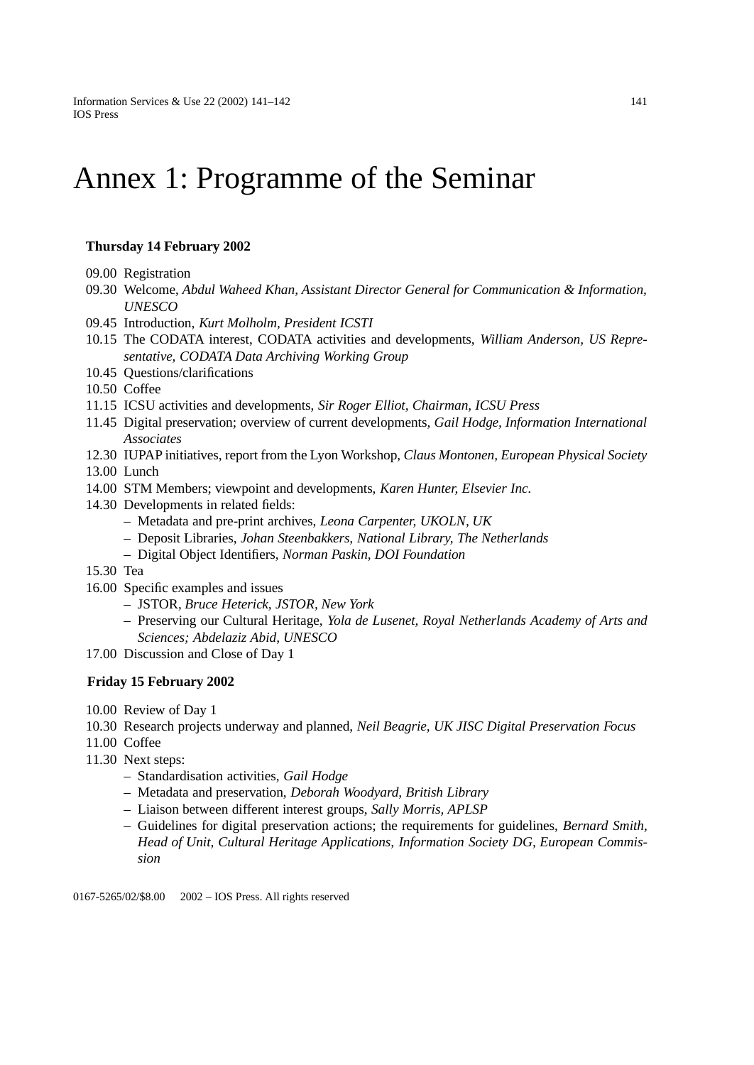# Annex 1: Programme of the Seminar

**Thursday 14 February 2002**

09.00 Registration

09.30 Welcome, *Abdul Waheed Khan, Assistant Director General for Communication & Information, UNESCO*

09.45 Introduction, *Kurt Molholm, President ICSTI*

10.15 The CODATA interest, CODATA activities and developments, *William Anderson, US Representative, CODATA Data Archiving Working Group*

10.45 Questions/clarifications

10.50 Coffee

11.15 ICSU activities and developments, *Sir Roger Elliot, Chairman, ICSU Press*

11.45 Digital preservation; overview of current developments, *Gail Hodge, Information International Associates*

12.30 IUPAP initiatives, report from the Lyon Workshop, *Claus Montonen, European Physical Society*

13.00 Lunch

14.00 STM Members; viewpoint and developments, *Karen Hunter, Elsevier Inc.*

14.30 Developments in related fields:

- Metadata and pre-print archives, *Leona Carpenter, UKOLN, UK*
- Deposit Libraries, *Johan Steenbakkers, National Library, The Netherlands*
- Digital Object Identifiers, *Norman Paskin, DOI Foundation*

15.30 Tea

16.00 Specific examples and issues

- JSTOR, *Bruce Heterick, JSTOR, New York*
- Preserving our Cultural Heritage, *Yola de Lusenet, Royal Netherlands Academy of Arts and Sciences; Abdelaziz Abid, UNESCO*

17.00 Discussion and Close of Day 1

**Friday 15 February 2002**

10.00 Review of Day 1

10.30 Research projects underway and planned, *Neil Beagrie, UK JISC Digital Preservation Focus*

11.00 Coffee

11.30 Next steps:

- Standardisation activities, *Gail Hodge*
- Metadata and preservation, *Deborah Woodyard, British Library*
- Liaison between different interest groups, *Sally Morris, APLSP*
- Guidelines for digital preservation actions; the requirements for guidelines, *Bernard Smith, Head of Unit, Cultural Heritage Applications, Information Society DG, European Commission*

0167-5265/02/$8.00 2002 – IOS Press. All rights reserved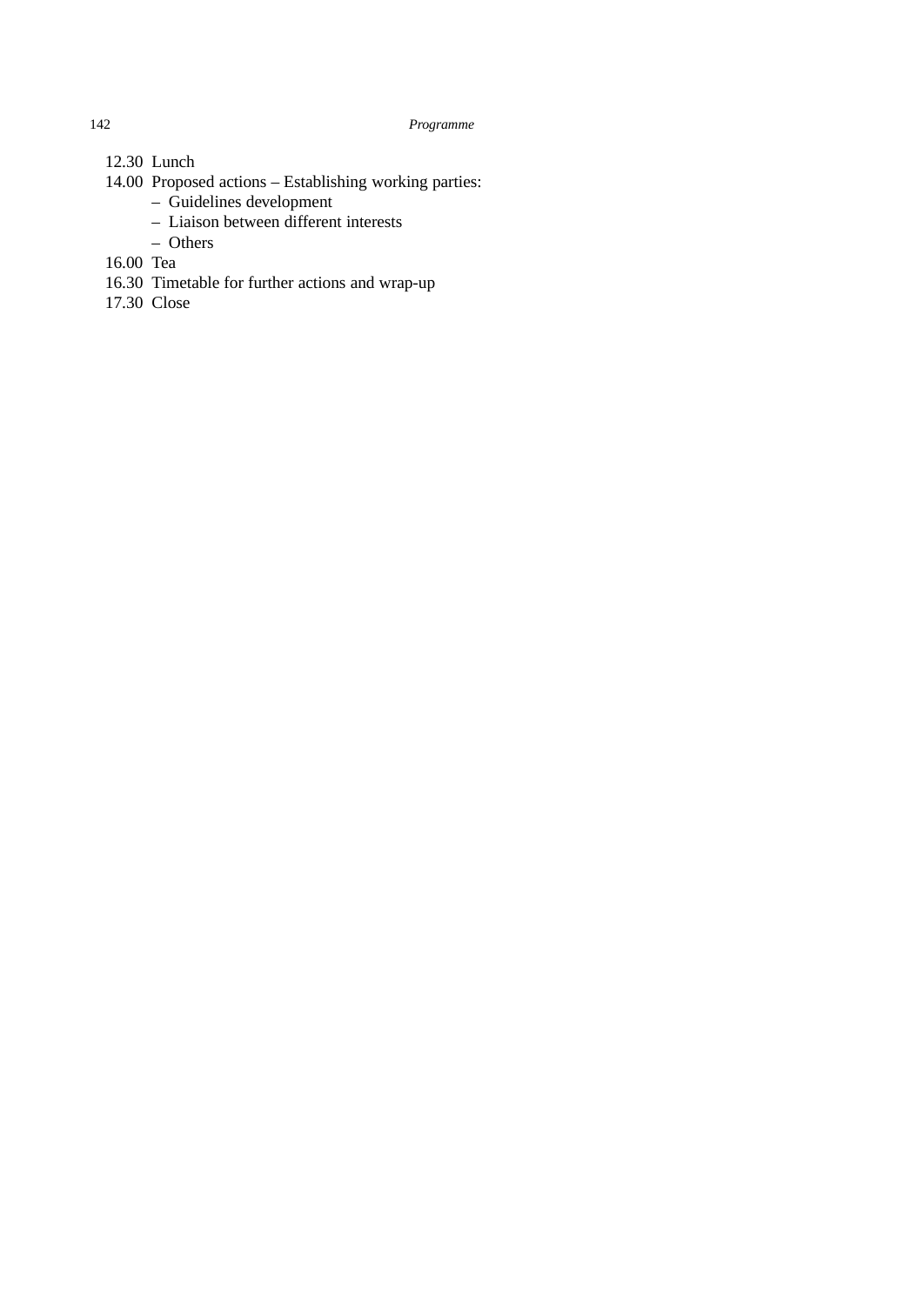12.30 Lunch

14.00 Proposed actions – Establishing working parties:
- Guidelines development
- Liaison between different interests
- Others

16.00 Tea

16.30 Timetable for further actions and wrap-up

17.30 Close